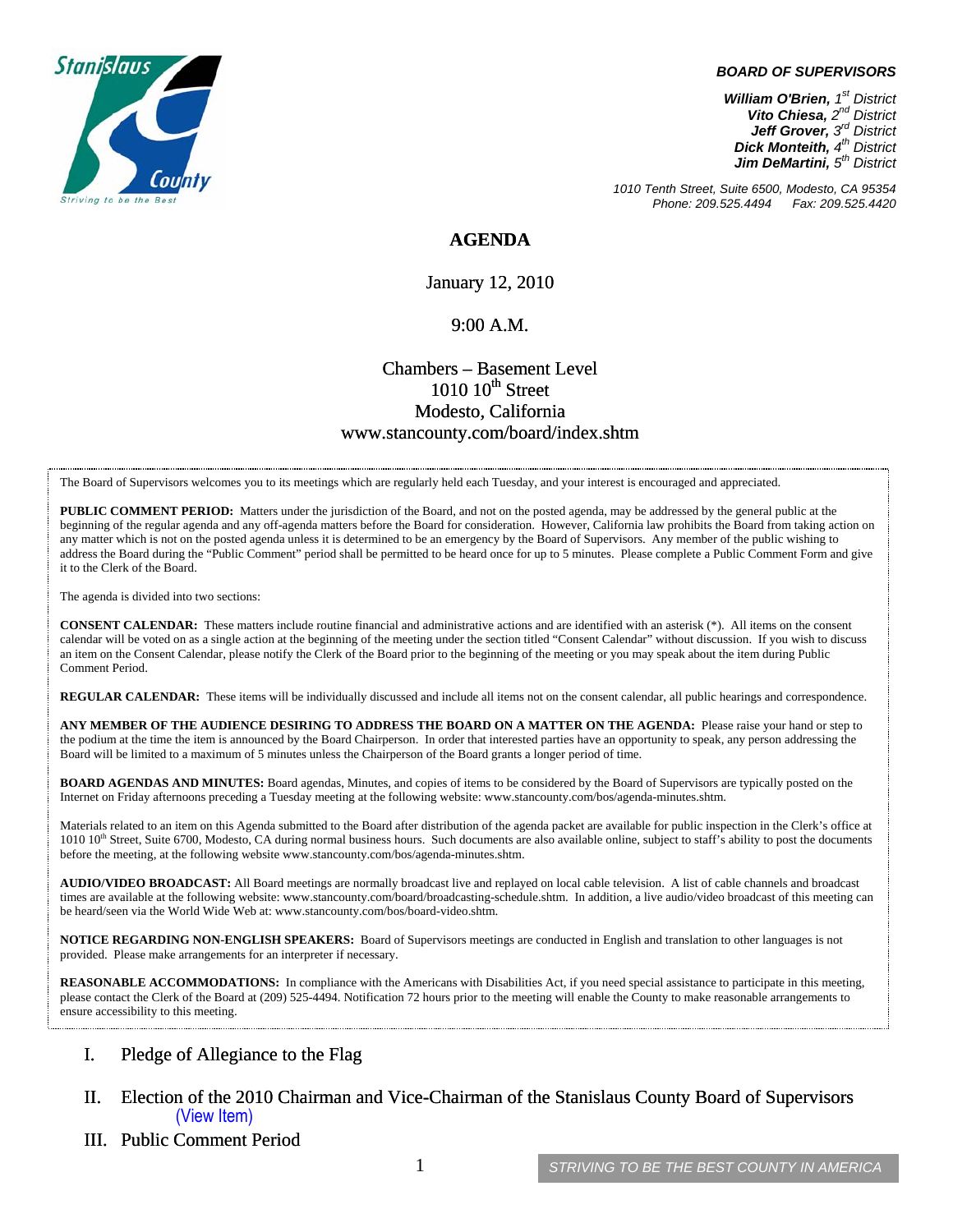**BOARD OF SUPERVISORS**

*William O'Brien, 1st District*
*Vito Chiesa, 2nd District*
*Jeff Grover, 3rd District*
*Dick Monteith, 4th District*
*Jim DeMartini, 5th District*

*1010 Tenth Street, Suite 6500, Modesto, CA 95354*
*Phone: 209.525.4494 Fax: 209.525.4420*

# AGENDA

January 12, 2010

9:00 A.M.

Chambers – Basement Level
1010 10th Street
Modesto, California
www.stancounty.com/board/index.shtm

The Board of Supervisors welcomes you to its meetings which are regularly held each Tuesday, and your interest is encouraged and appreciated.

**PUBLIC COMMENT PERIOD:** Matters under the jurisdiction of the Board, and not on the posted agenda, may be addressed by the general public at the beginning of the regular agenda and any off-agenda matters before the Board for consideration. However, California law prohibits the Board from taking action on any matter which is not on the posted agenda unless it is determined to be an emergency by the Board of Supervisors. Any member of the public wishing to address the Board during the "Public Comment" period shall be permitted to be heard once for up to 5 minutes. Please complete a Public Comment Form and give it to the Clerk of the Board.

The agenda is divided into two sections:

**CONSENT CALENDAR:** These matters include routine financial and administrative actions and are identified with an asterisk (*). All items on the consent calendar will be voted on as a single action at the beginning of the meeting under the section titled "Consent Calendar" without discussion. If you wish to discuss an item on the Consent Calendar, please notify the Clerk of the Board prior to the beginning of the meeting or you may speak about the item during Public Comment Period.

**REGULAR CALENDAR:** These items will be individually discussed and include all items not on the consent calendar, all public hearings and correspondence.

**ANY MEMBER OF THE AUDIENCE DESIRING TO ADDRESS THE BOARD ON A MATTER ON THE AGENDA:** Please raise your hand or step to the podium at the time the item is announced by the Board Chairperson. In order that interested parties have an opportunity to speak, any person addressing the Board will be limited to a maximum of 5 minutes unless the Chairperson of the Board grants a longer period of time.

**BOARD AGENDAS AND MINUTES:** Board agendas, Minutes, and copies of items to be considered by the Board of Supervisors are typically posted on the Internet on Friday afternoons preceding a Tuesday meeting at the following website: www.stancounty.com/bos/agenda-minutes.shtm.

Materials related to an item on this Agenda submitted to the Board after distribution of the agenda packet are available for public inspection in the Clerk's office at 1010 10th Street, Suite 6700, Modesto, CA during normal business hours. Such documents are also available online, subject to staff's ability to post the documents before the meeting, at the following website www.stancounty.com/bos/agenda-minutes.shtm.

**AUDIO/VIDEO BROADCAST:** All Board meetings are normally broadcast live and replayed on local cable television. A list of cable channels and broadcast times are available at the following website: www.stancounty.com/board/broadcasting-schedule.shtm. In addition, a live audio/video broadcast of this meeting can be heard/seen via the World Wide Web at: www.stancounty.com/bos/board-video.shtm.

**NOTICE REGARDING NON-ENGLISH SPEAKERS:** Board of Supervisors meetings are conducted in English and translation to other languages is not provided. Please make arrangements for an interpreter if necessary.

**REASONABLE ACCOMMODATIONS:** In compliance with the Americans with Disabilities Act, if you need special assistance to participate in this meeting, please contact the Clerk of the Board at (209) 525-4494. Notification 72 hours prior to the meeting will enable the County to make reasonable arrangements to ensure accessibility to this meeting.

I. Pledge of Allegiance to the Flag

II. Election of the 2010 Chairman and Vice-Chairman of the Stanislaus County Board of Supervisors (View Item)

III. Public Comment Period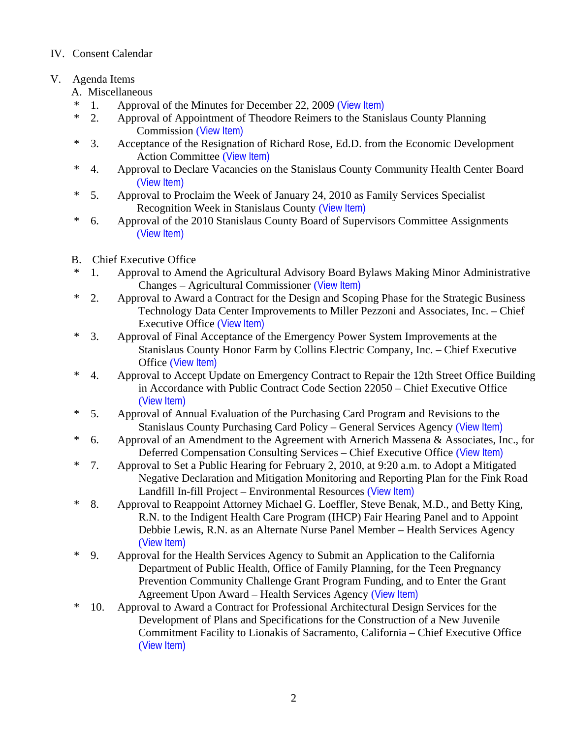IV. Consent Calendar

V. Agenda Items

A. Miscellaneous

- \* 1. Approval of the Minutes for December 22, 2009 (View Item)
- \* 2. Approval of Appointment of Theodore Reimers to the Stanislaus County Planning Commission (View Item)
- \* 3. Acceptance of the Resignation of Richard Rose, Ed.D. from the Economic Development Action Committee (View Item)
- \* 4. Approval to Declare Vacancies on the Stanislaus County Community Health Center Board (View Item)
- \* 5. Approval to Proclaim the Week of January 24, 2010 as Family Services Specialist Recognition Week in Stanislaus County (View Item)
- \* 6. Approval of the 2010 Stanislaus County Board of Supervisors Committee Assignments (View Item)

B. Chief Executive Office

- \* 1. Approval to Amend the Agricultural Advisory Board Bylaws Making Minor Administrative Changes – Agricultural Commissioner (View Item)
- \* 2. Approval to Award a Contract for the Design and Scoping Phase for the Strategic Business Technology Data Center Improvements to Miller Pezzoni and Associates, Inc. – Chief Executive Office (View Item)
- \* 3. Approval of Final Acceptance of the Emergency Power System Improvements at the Stanislaus County Honor Farm by Collins Electric Company, Inc. – Chief Executive Office (View Item)
- \* 4. Approval to Accept Update on Emergency Contract to Repair the 12th Street Office Building in Accordance with Public Contract Code Section 22050 – Chief Executive Office (View Item)
- \* 5. Approval of Annual Evaluation of the Purchasing Card Program and Revisions to the Stanislaus County Purchasing Card Policy – General Services Agency (View Item)
- \* 6. Approval of an Amendment to the Agreement with Arnerich Massena & Associates, Inc., for Deferred Compensation Consulting Services – Chief Executive Office (View Item)
- \* 7. Approval to Set a Public Hearing for February 2, 2010, at 9:20 a.m. to Adopt a Mitigated Negative Declaration and Mitigation Monitoring and Reporting Plan for the Fink Road Landfill In-fill Project – Environmental Resources (View Item)
- \* 8. Approval to Reappoint Attorney Michael G. Loeffler, Steve Benak, M.D., and Betty King, R.N. to the Indigent Health Care Program (IHCP) Fair Hearing Panel and to Appoint Debbie Lewis, R.N. as an Alternate Nurse Panel Member – Health Services Agency (View Item)
- \* 9. Approval for the Health Services Agency to Submit an Application to the California Department of Public Health, Office of Family Planning, for the Teen Pregnancy Prevention Community Challenge Grant Program Funding, and to Enter the Grant Agreement Upon Award – Health Services Agency (View Item)
- \* 10. Approval to Award a Contract for Professional Architectural Design Services for the Development of Plans and Specifications for the Construction of a New Juvenile Commitment Facility to Lionakis of Sacramento, California – Chief Executive Office (View Item)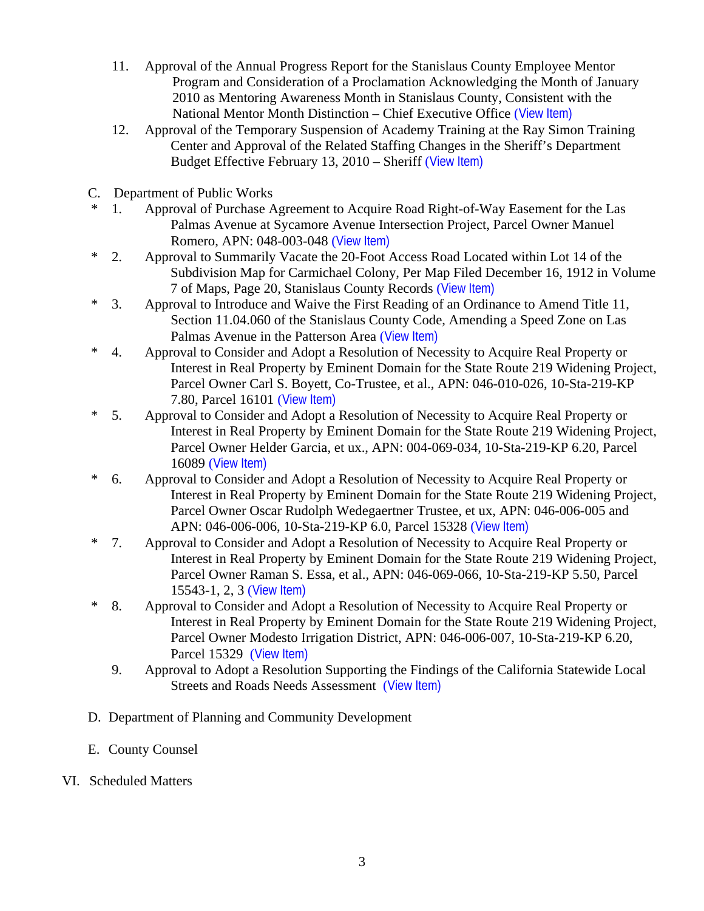11. Approval of the Annual Progress Report for the Stanislaus County Employee Mentor Program and Consideration of a Proclamation Acknowledging the Month of January 2010 as Mentoring Awareness Month in Stanislaus County, Consistent with the National Mentor Month Distinction – Chief Executive Office (View Item)
12. Approval of the Temporary Suspension of Academy Training at the Ray Simon Training Center and Approval of the Related Staffing Changes in the Sheriff's Department Budget Effective February 13, 2010 – Sheriff (View Item)

C. Department of Public Works

\* 1. Approval of Purchase Agreement to Acquire Road Right-of-Way Easement for the Las Palmas Avenue at Sycamore Avenue Intersection Project, Parcel Owner Manuel Romero, APN: 048-003-048 (View Item)

\* 2. Approval to Summarily Vacate the 20-Foot Access Road Located within Lot 14 of the Subdivision Map for Carmichael Colony, Per Map Filed December 16, 1912 in Volume 7 of Maps, Page 20, Stanislaus County Records (View Item)

\* 3. Approval to Introduce and Waive the First Reading of an Ordinance to Amend Title 11, Section 11.04.060 of the Stanislaus County Code, Amending a Speed Zone on Las Palmas Avenue in the Patterson Area (View Item)

\* 4. Approval to Consider and Adopt a Resolution of Necessity to Acquire Real Property or Interest in Real Property by Eminent Domain for the State Route 219 Widening Project, Parcel Owner Carl S. Boyett, Co-Trustee, et al., APN: 046-010-026, 10-Sta-219-KP 7.80, Parcel 16101 (View Item)

\* 5. Approval to Consider and Adopt a Resolution of Necessity to Acquire Real Property or Interest in Real Property by Eminent Domain for the State Route 219 Widening Project, Parcel Owner Helder Garcia, et ux., APN: 004-069-034, 10-Sta-219-KP 6.20, Parcel 16089 (View Item)

\* 6. Approval to Consider and Adopt a Resolution of Necessity to Acquire Real Property or Interest in Real Property by Eminent Domain for the State Route 219 Widening Project, Parcel Owner Oscar Rudolph Wedegaertner Trustee, et ux, APN: 046-006-005 and APN: 046-006-006, 10-Sta-219-KP 6.0, Parcel 15328 (View Item)

\* 7. Approval to Consider and Adopt a Resolution of Necessity to Acquire Real Property or Interest in Real Property by Eminent Domain for the State Route 219 Widening Project, Parcel Owner Raman S. Essa, et al., APN: 046-069-066, 10-Sta-219-KP 5.50, Parcel 15543-1, 2, 3 (View Item)

\* 8. Approval to Consider and Adopt a Resolution of Necessity to Acquire Real Property or Interest in Real Property by Eminent Domain for the State Route 219 Widening Project, Parcel Owner Modesto Irrigation District, APN: 046-006-007, 10-Sta-219-KP 6.20, Parcel 15329 (View Item)

9. Approval to Adopt a Resolution Supporting the Findings of the California Statewide Local Streets and Roads Needs Assessment (View Item)

D. Department of Planning and Community Development

E. County Counsel

VI. Scheduled Matters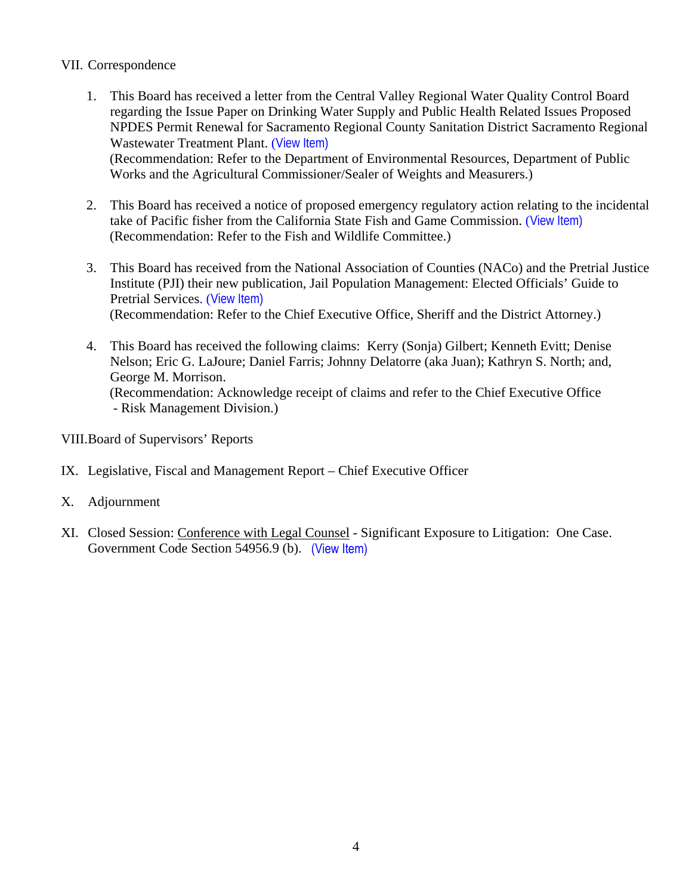VII. Correspondence

1. This Board has received a letter from the Central Valley Regional Water Quality Control Board regarding the Issue Paper on Drinking Water Supply and Public Health Related Issues Proposed NPDES Permit Renewal for Sacramento Regional County Sanitation District Sacramento Regional Wastewater Treatment Plant. (View Item)
(Recommendation: Refer to the Department of Environmental Resources, Department of Public Works and the Agricultural Commissioner/Sealer of Weights and Measures.)

2. This Board has received a notice of proposed emergency regulatory action relating to the incidental take of Pacific fisher from the California State Fish and Game Commission. (View Item)
(Recommendation: Refer to the Fish and Wildlife Committee.)

3. This Board has received from the National Association of Counties (NACo) and the Pretrial Justice Institute (PJI) their new publication, Jail Population Management: Elected Officials' Guide to Pretrial Services. (View Item)
(Recommendation: Refer to the Chief Executive Office, Sheriff and the District Attorney.)

4. This Board has received the following claims: Kerry (Sonja) Gilbert; Kenneth Evitt; Denise Nelson; Eric G. LaJoure; Daniel Farris; Johnny Delatorre (aka Juan); Kathryn S. North; and, George M. Morrison.
(Recommendation: Acknowledge receipt of claims and refer to the Chief Executive Office - Risk Management Division.)

VIII. Board of Supervisors' Reports

IX. Legislative, Fiscal and Management Report – Chief Executive Officer

X. Adjournment

XI. Closed Session: Conference with Legal Counsel - Significant Exposure to Litigation: One Case. Government Code Section 54956.9 (b). (View Item)